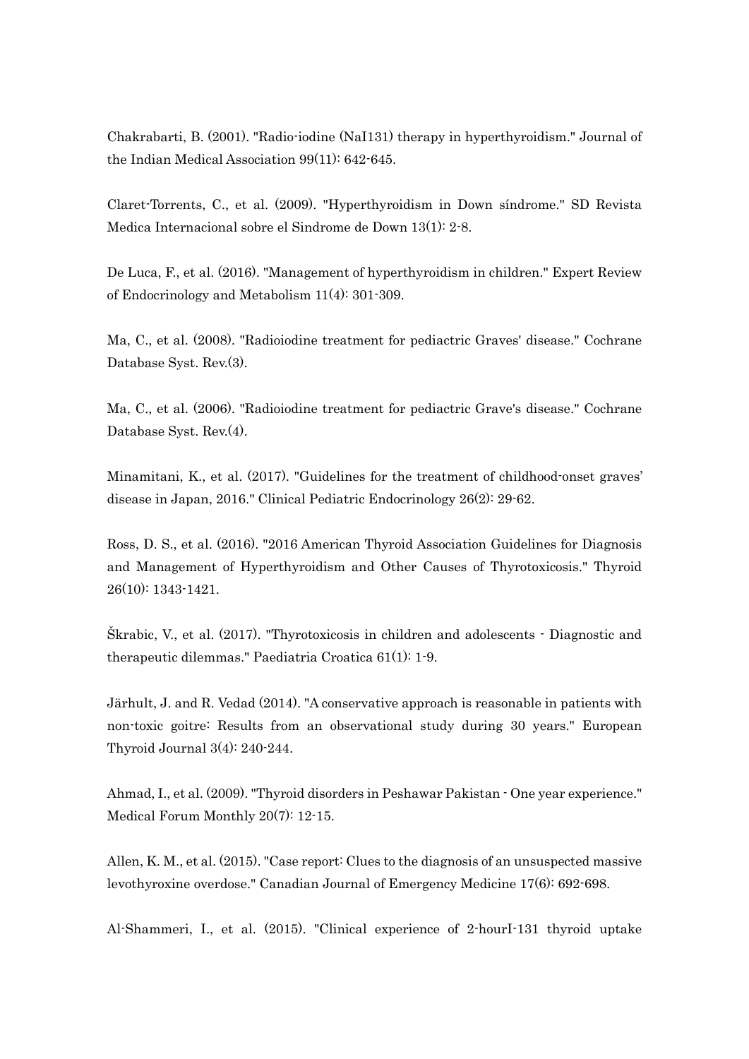Chakrabarti, B. (2001). "Radio-iodine (NaI131) therapy in hyperthyroidism." Journal of the Indian Medical Association 99(11): 642-645.

Claret-Torrents, C., et al. (2009). "Hyperthyroidism in Down síndrome." SD Revista Medica Internacional sobre el Sindrome de Down 13(1): 2-8.

De Luca, F., et al. (2016). "Management of hyperthyroidism in children." Expert Review of Endocrinology and Metabolism 11(4): 301-309.

Ma, C., et al. (2008). "Radioiodine treatment for pediactric Graves' disease." Cochrane Database Syst. Rev.(3).

Ma, C., et al. (2006). "Radioiodine treatment for pediactric Grave's disease." Cochrane Database Syst. Rev.(4).

Minamitani, K., et al. (2017). "Guidelines for the treatment of childhood-onset graves' disease in Japan, 2016." Clinical Pediatric Endocrinology 26(2): 29-62.

Ross, D. S., et al. (2016). "2016 American Thyroid Association Guidelines for Diagnosis and Management of Hyperthyroidism and Other Causes of Thyrotoxicosis." Thyroid 26(10): 1343-1421.

Škrabic, V., et al. (2017). "Thyrotoxicosis in children and adolescents - Diagnostic and therapeutic dilemmas." Paediatria Croatica 61(1): 1-9.

Järhult, J. and R. Vedad (2014). "A conservative approach is reasonable in patients with non-toxic goitre: Results from an observational study during 30 years." European Thyroid Journal 3(4): 240-244.

Ahmad, I., et al. (2009). "Thyroid disorders in Peshawar Pakistan - One year experience." Medical Forum Monthly 20(7): 12-15.

Allen, K. M., et al. (2015). "Case report: Clues to the diagnosis of an unsuspected massive levothyroxine overdose." Canadian Journal of Emergency Medicine 17(6): 692-698.

Al-Shammeri, I., et al. (2015). "Clinical experience of 2-hourI-131 thyroid uptake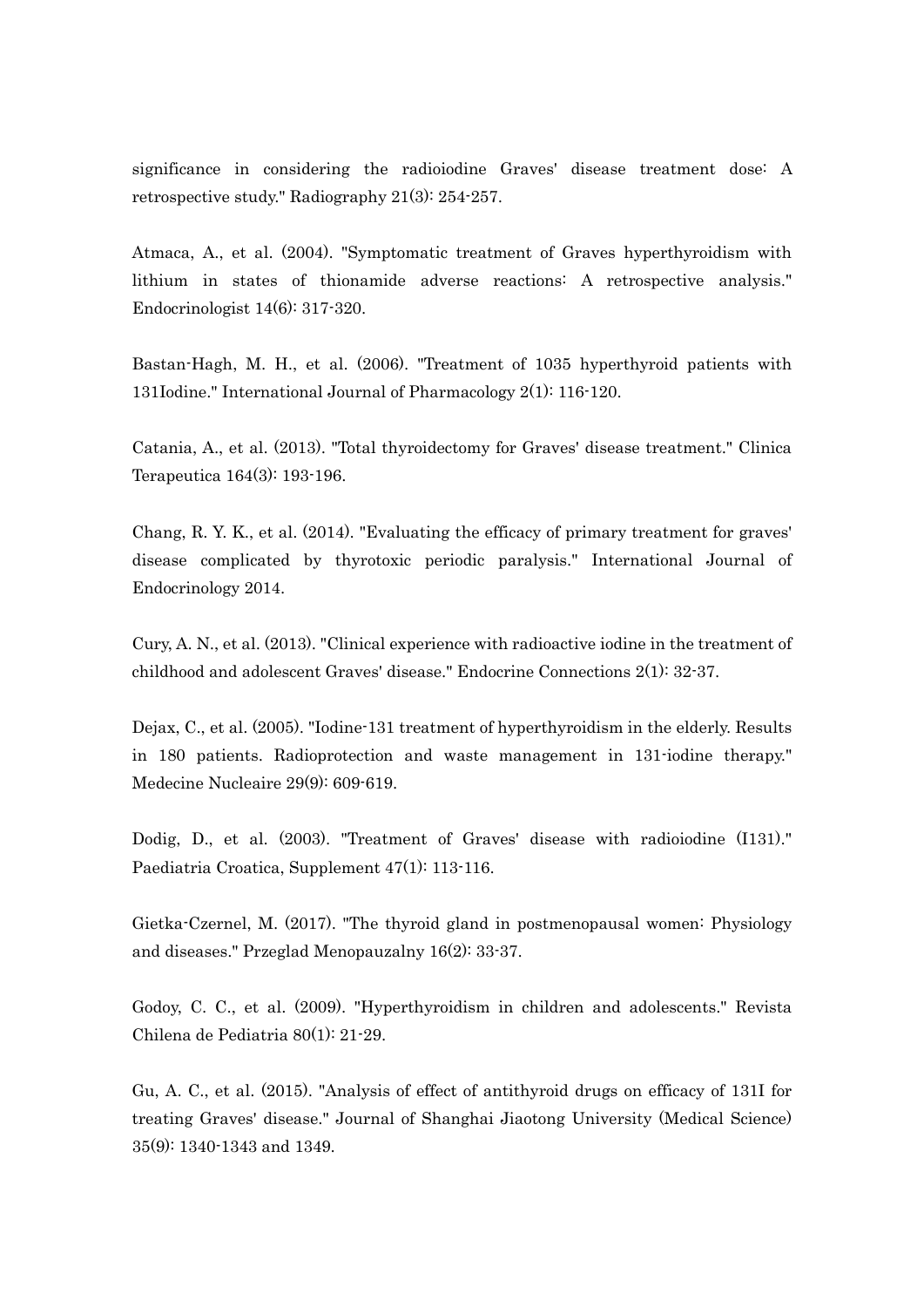significance in considering the radioiodine Graves' disease treatment dose: A retrospective study." Radiography 21(3): 254-257.

Atmaca, A., et al. (2004). "Symptomatic treatment of Graves hyperthyroidism with lithium in states of thionamide adverse reactions: A retrospective analysis." Endocrinologist 14(6): 317-320.

Bastan-Hagh, M. H., et al. (2006). "Treatment of 1035 hyperthyroid patients with 131Iodine." International Journal of Pharmacology 2(1): 116-120.

Catania, A., et al. (2013). "Total thyroidectomy for Graves' disease treatment." Clinica Terapeutica 164(3): 193-196.

Chang, R. Y. K., et al. (2014). "Evaluating the efficacy of primary treatment for graves' disease complicated by thyrotoxic periodic paralysis." International Journal of Endocrinology 2014.

Cury, A. N., et al. (2013). "Clinical experience with radioactive iodine in the treatment of childhood and adolescent Graves' disease." Endocrine Connections 2(1): 32-37.

Dejax, C., et al. (2005). "Iodine-131 treatment of hyperthyroidism in the elderly. Results in 180 patients. Radioprotection and waste management in 131-iodine therapy." Medecine Nucleaire 29(9): 609-619.

Dodig, D., et al. (2003). "Treatment of Graves' disease with radioiodine (I131)." Paediatria Croatica, Supplement 47(1): 113-116.

Gietka-Czernel, M. (2017). "The thyroid gland in postmenopausal women: Physiology and diseases." Przeglad Menopauzalny 16(2): 33-37.

Godoy, C. C., et al. (2009). "Hyperthyroidism in children and adolescents." Revista Chilena de Pediatria 80(1): 21-29.

Gu, A. C., et al. (2015). "Analysis of effect of antithyroid drugs on efficacy of 131I for treating Graves' disease." Journal of Shanghai Jiaotong University (Medical Science) 35(9): 1340-1343 and 1349.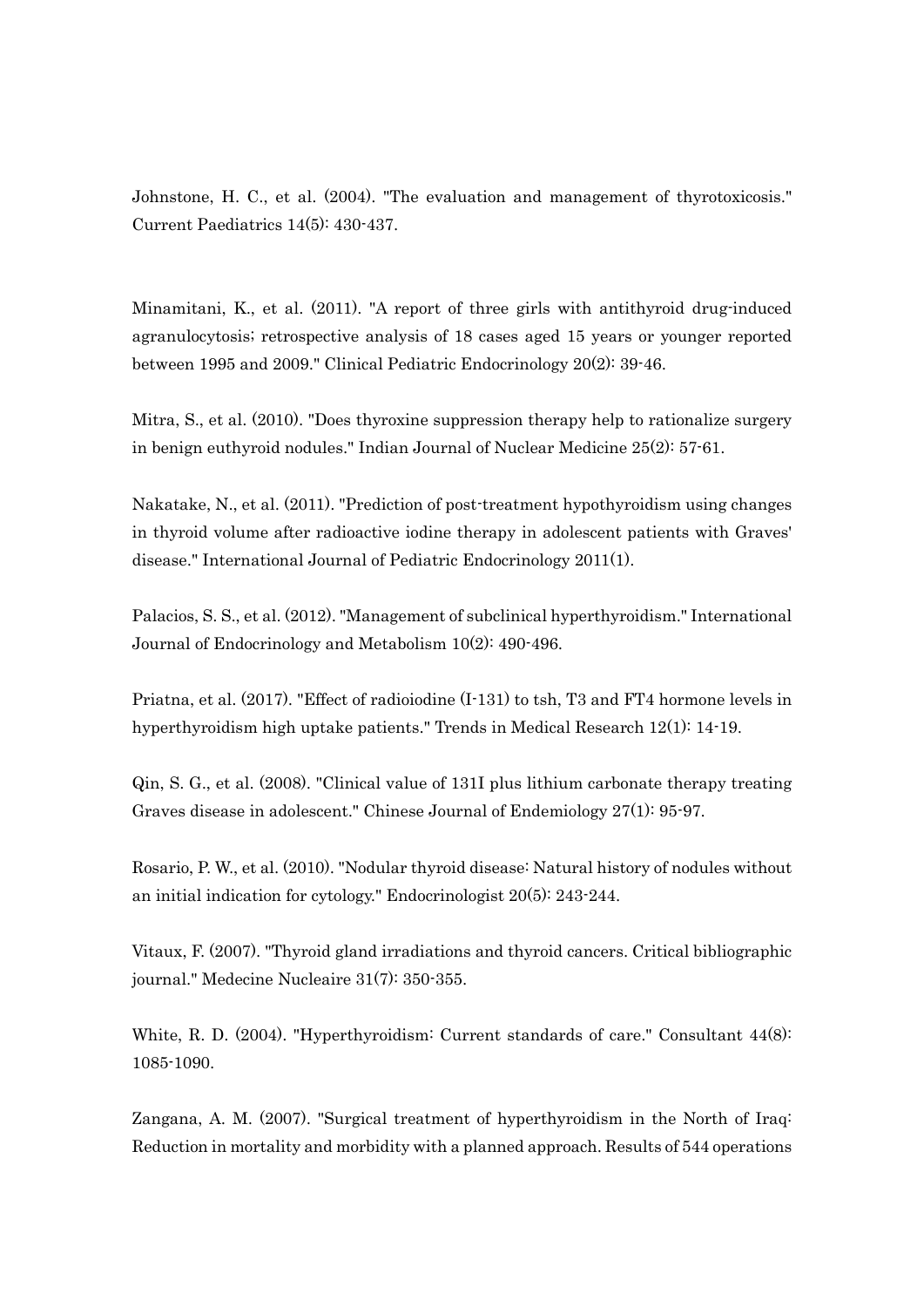Johnstone, H. C., et al. (2004). "The evaluation and management of thyrotoxicosis." Current Paediatrics 14(5): 430-437.

Minamitani, K., et al. (2011). "A report of three girls with antithyroid drug-induced agranulocytosis; retrospective analysis of 18 cases aged 15 years or younger reported between 1995 and 2009." Clinical Pediatric Endocrinology 20(2): 39-46.

Mitra, S., et al. (2010). "Does thyroxine suppression therapy help to rationalize surgery in benign euthyroid nodules." Indian Journal of Nuclear Medicine 25(2): 57-61.

Nakatake, N., et al. (2011). "Prediction of post-treatment hypothyroidism using changes in thyroid volume after radioactive iodine therapy in adolescent patients with Graves' disease." International Journal of Pediatric Endocrinology 2011(1).

Palacios, S. S., et al. (2012). "Management of subclinical hyperthyroidism." International Journal of Endocrinology and Metabolism 10(2): 490-496.

Priatna, et al. (2017). "Effect of radioiodine (I-131) to tsh, T3 and FT4 hormone levels in hyperthyroidism high uptake patients." Trends in Medical Research 12(1): 14-19.

Qin, S. G., et al. (2008). "Clinical value of 131I plus lithium carbonate therapy treating Graves disease in adolescent." Chinese Journal of Endemiology 27(1): 95-97.

Rosario, P. W., et al. (2010). "Nodular thyroid disease: Natural history of nodules without an initial indication for cytology." Endocrinologist 20(5): 243-244.

Vitaux, F. (2007). "Thyroid gland irradiations and thyroid cancers. Critical bibliographic journal." Medecine Nucleaire 31(7): 350-355.

White, R. D. (2004). "Hyperthyroidism: Current standards of care." Consultant 44(8): 1085-1090.

Zangana, A. M. (2007). "Surgical treatment of hyperthyroidism in the North of Iraq: Reduction in mortality and morbidity with a planned approach. Results of 544 operations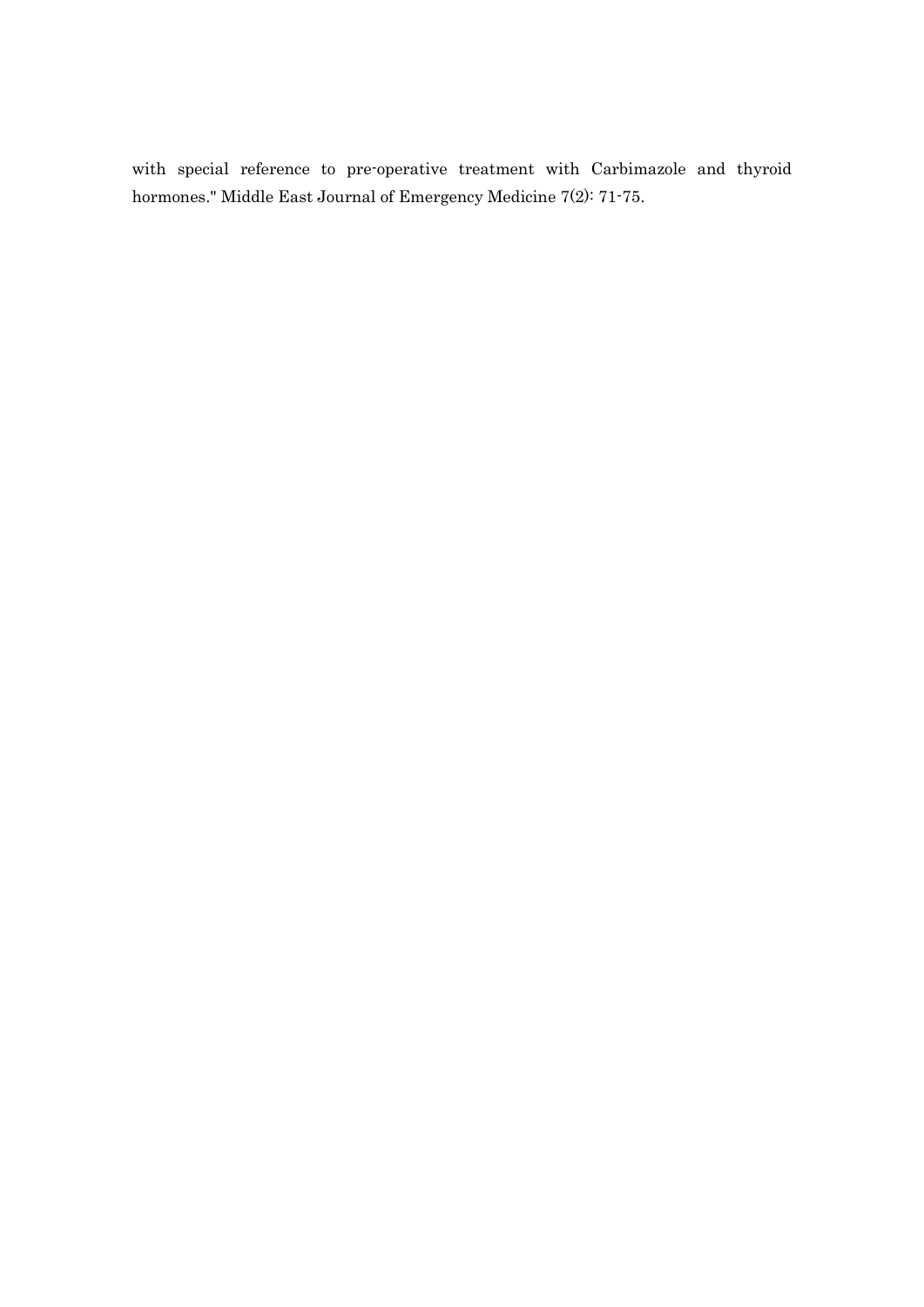with special reference to pre-operative treatment with Carbimazole and thyroid hormones." Middle East Journal of Emergency Medicine 7(2): 71-75.